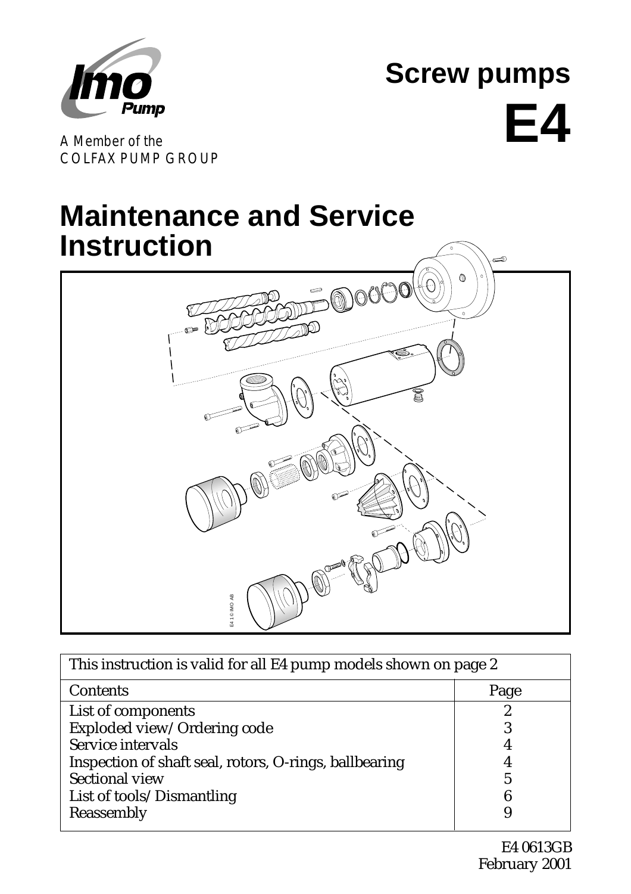Imo Pump

A Member of the COLFAX PUMP GROUP

# Screw pumps

# E4

# Maintenance and Service Instruction

| This instruction is valid for all E4 pump models shown on page 2 | |
|---|---|
| Contents | Page |
| List of components | 2 |
| Exploded view/Ordering code | 3 |
| Service intervals | 4 |
| Inspection of shaft seal, rotors, O-rings, ballbearing | 4 |
| Sectional view | 5 |
| List of tools/Dismantling | 6 |
| Reassembly | 9 |

E4 0613GB
February 2001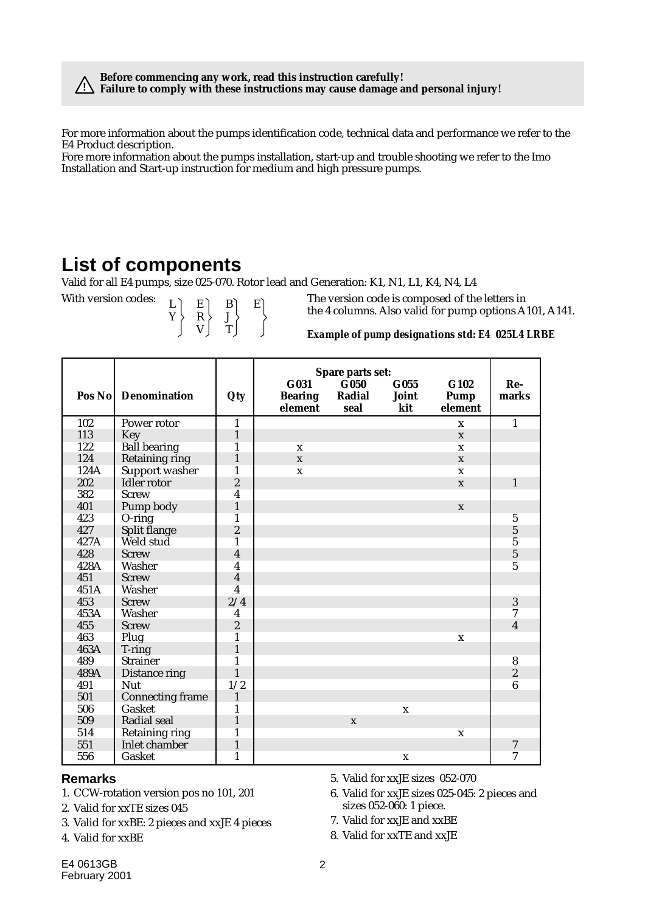**⚠ Before commencing any work, read this instruction carefully!**
**Failure to comply with these instructions may cause damage and personal injury!**

For more information about the pumps identification code, technical data and performance we refer to the E4 Product description.
Fore more information about the pumps installation, start-up and trouble shooting we refer to the Imo Installation and Start-up instruction for medium and high pressure pumps.

# List of components

Valid for all E4 pumps, size 025-070. Rotor lead and Generation: K1, N1, L1, K4, N4, L4

With version codes: {L, Y} {E, R, V} {B, J, T} {E}

The version code is composed of the letters in the 4 columns. Also valid for pump options A101, A141.

***Example of pump designations std: E4 025L4 LRBE***

| Pos No | Denomination | Qty | Spare parts set: G031 Bearing element | G050 Radial seal | G055 Joint kit | G102 Pump element | Re-marks |
|---|---|---|---|---|---|---|---|
| 102 | Power rotor | 1 | | | | x | 1 |
| 113 | Key | 1 | | | | x | |
| 122 | Ball bearing | 1 | x | | | x | |
| 124 | Retaining ring | 1 | x | | | x | |
| 124A | Support washer | 1 | x | | | x | |
| 202 | Idler rotor | 2 | | | | x | 1 |
| 382 | Screw | 4 | | | | | |
| 401 | Pump body | 1 | | | | x | |
| 423 | O-ring | 1 | | | | | 5 |
| 427 | Split flange | 2 | | | | | 5 |
| 427A | Weld stud | 1 | | | | | 5 |
| 428 | Screw | 4 | | | | | 5 |
| 428A | Washer | 4 | | | | | 5 |
| 451 | Screw | 4 | | | | | |
| 451A | Washer | 4 | | | | | |
| 453 | Screw | 2/4 | | | | | 3 |
| 453A | Washer | 4 | | | | | 7 |
| 455 | Screw | 2 | | | | | 4 |
| 463 | Plug | 1 | | | | x | |
| 463A | T-ring | 1 | | | | | |
| 489 | Strainer | 1 | | | | | 8 |
| 489A | Distance ring | 1 | | | | | 2 |
| 491 | Nut | 1/2 | | | | | 6 |
| 501 | Connecting frame | 1 | | | | | |
| 506 | Gasket | 1 | | | x | | |
| 509 | Radial seal | 1 | | x | | | |
| 514 | Retaining ring | 1 | | | | x | |
| 551 | Inlet chamber | 1 | | | | | 7 |
| 556 | Gasket | 1 | | | x | | 7 |

## Remarks

1. CCW-rotation version pos no 101, 201
2. Valid for xxTE sizes 045
3. Valid for xxBE: 2 pieces and xxJE 4 pieces
4. Valid for xxBE
5. Valid for xxJE sizes 052-070
6. Valid for xxJE sizes 025-045: 2 pieces and sizes 052-060: 1 piece.
7. Valid for xxJE and xxBE
8. Valid for xxTE and xxJE

E4 0613GB
February 2001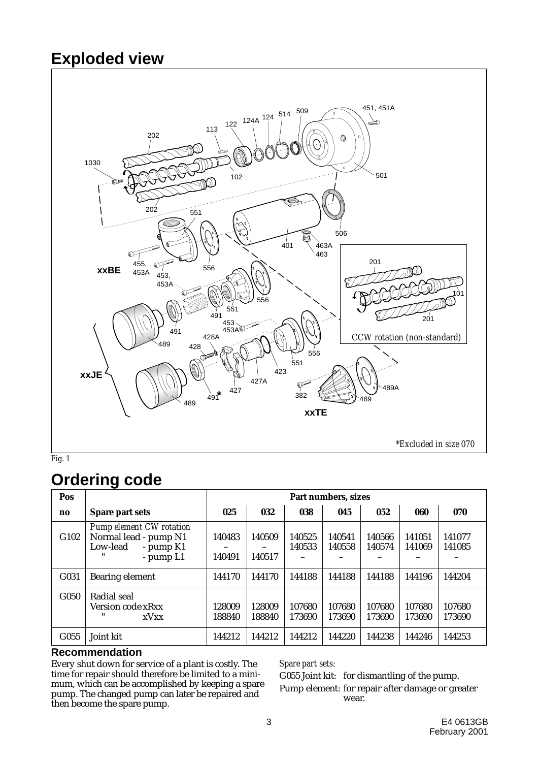## Exploded view

*Excluded in size 070

*Fig. 1*

## Ordering code

| Pos no | Spare part sets | 025 | 032 | 038 | 045 | 052 | 060 | 070 |
|---|---|---|---|---|---|---|---|---|
| | | Part numbers, sizes | | | | | | |
| G102 | *Pump element CW rotation* Normal lead - pump N1 | 140483 | 140509 | 140525 | 140541 | 140566 | 141051 | 141077 |
| | Low-lead - pump K1 | – | – | 140533 | 140558 | 140574 | 141069 | 141085 |
| | " - pump L1 | 140491 | 140517 | – | – | – | – | – |
| G031 | Bearing element | 144170 | 144170 | 144188 | 144188 | 144188 | 144196 | 144204 |
| G050 | Radial seal Version code xRxx | 128009 | 128009 | 107680 | 107680 | 107680 | 107680 | 107680 |
| | " xVxx | 188840 | 188840 | 173690 | 173690 | 173690 | 173690 | 173690 |
| G055 | Joint kit | 144212 | 144212 | 144212 | 144220 | 144238 | 144246 | 144253 |

### Recommendation

Every shut down for service of a plant is costly. The time for repair should therefore be limited to a minimum, which can be accomplished by keeping a spare pump. The changed pump can later be repaired and then become the spare pump.

*Spare part sets:*

G055 Joint kit: for dismantling of the pump.

Pump element: for repair after damage or greater wear.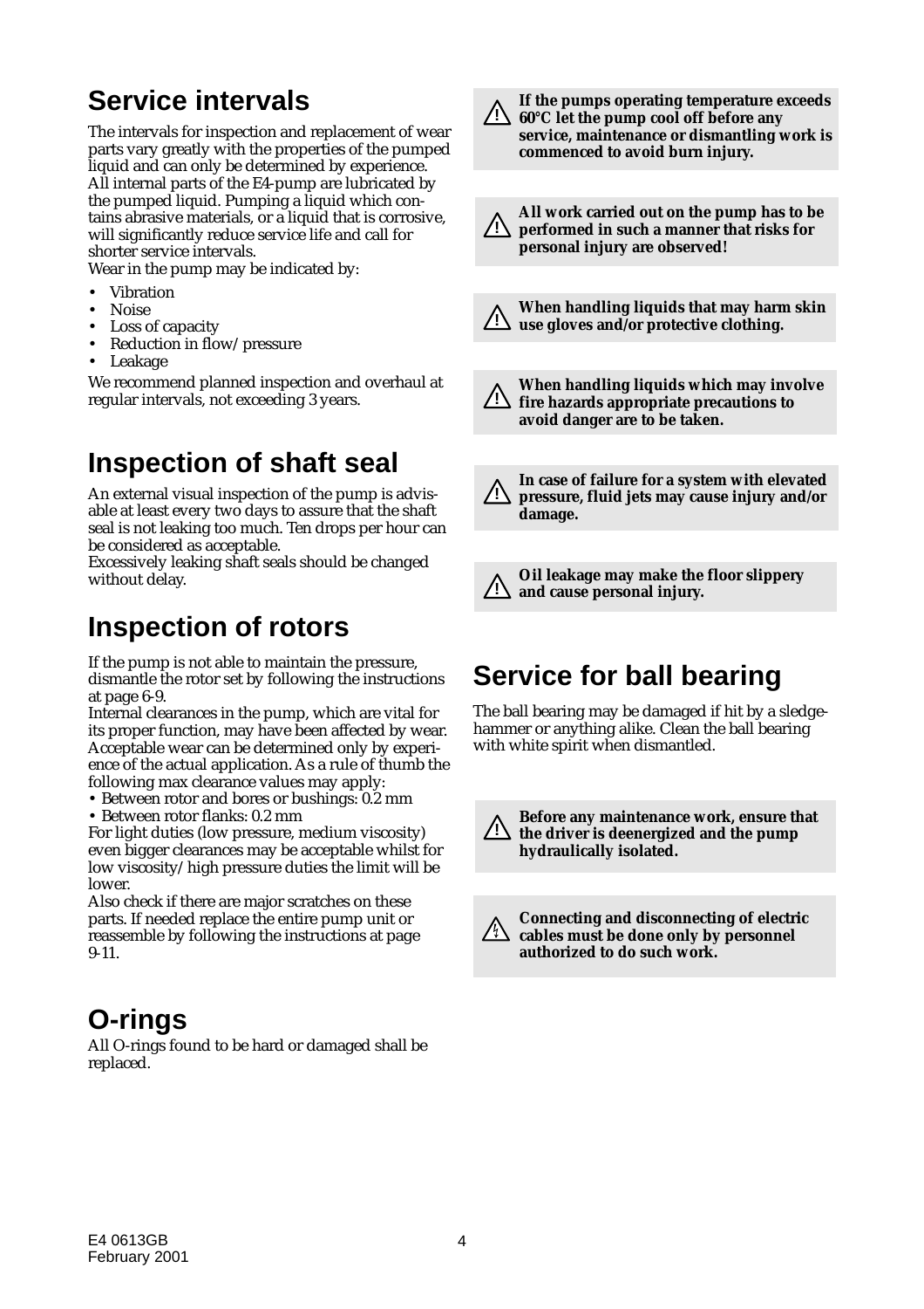## Service intervals

The intervals for inspection and replacement of wear parts vary greatly with the properties of the pumped liquid and can only be determined by experience. All internal parts of the E4-pump are lubricated by the pumped liquid. Pumping a liquid which contains abrasive materials, or a liquid that is corrosive, will significantly reduce service life and call for shorter service intervals.
Wear in the pump may be indicated by:

- Vibration
- Noise
- Loss of capacity
- Reduction in flow/pressure
- Leakage

We recommend planned inspection and overhaul at regular intervals, not exceeding 3 years.

## Inspection of shaft seal

An external visual inspection of the pump is advisable at least every two days to assure that the shaft seal is not leaking too much. Ten drops per hour can be considered as acceptable.
Excessively leaking shaft seals should be changed without delay.

## Inspection of rotors

If the pump is not able to maintain the pressure, dismantle the rotor set by following the instructions at page 6-9.
Internal clearances in the pump, which are vital for its proper function, may have been affected by wear. Acceptable wear can be determined only by experience of the actual application. As a rule of thumb the following max clearance values may apply:

- Between rotor and bores or bushings: 0.2 mm
- Between rotor flanks: 0.2 mm

For light duties (low pressure, medium viscosity) even bigger clearances may be acceptable whilst for low viscosity/high pressure duties the limit will be lower.
Also check if there are major scratches on these parts. If needed replace the entire pump unit or reassemble by following the instructions at page 9-11.

## O-rings

All O-rings found to be hard or damaged shall be replaced.

⚠ **If the pumps operating temperature exceeds 60°C let the pump cool off before any service, maintenance or dismantling work is commenced to avoid burn injury.**

⚠ **All work carried out on the pump has to be performed in such a manner that risks for personal injury are observed!**

⚠ **When handling liquids that may harm skin use gloves and/or protective clothing.**

⚠ **When handling liquids which may involve fire hazards appropriate precautions to avoid danger are to be taken.**

⚠ **In case of failure for a system with elevated pressure, fluid jets may cause injury and/or damage.**

⚠ **Oil leakage may make the floor slippery and cause personal injury.**

## Service for ball bearing

The ball bearing may be damaged if hit by a sledgehammer or anything alike. Clean the ball bearing with white spirit when dismantled.

⚠ **Before any maintenance work, ensure that the driver is deenergized and the pump hydraulically isolated.**

⚠ **Connecting and disconnecting of electric cables must be done only by personnel authorized to do such work.**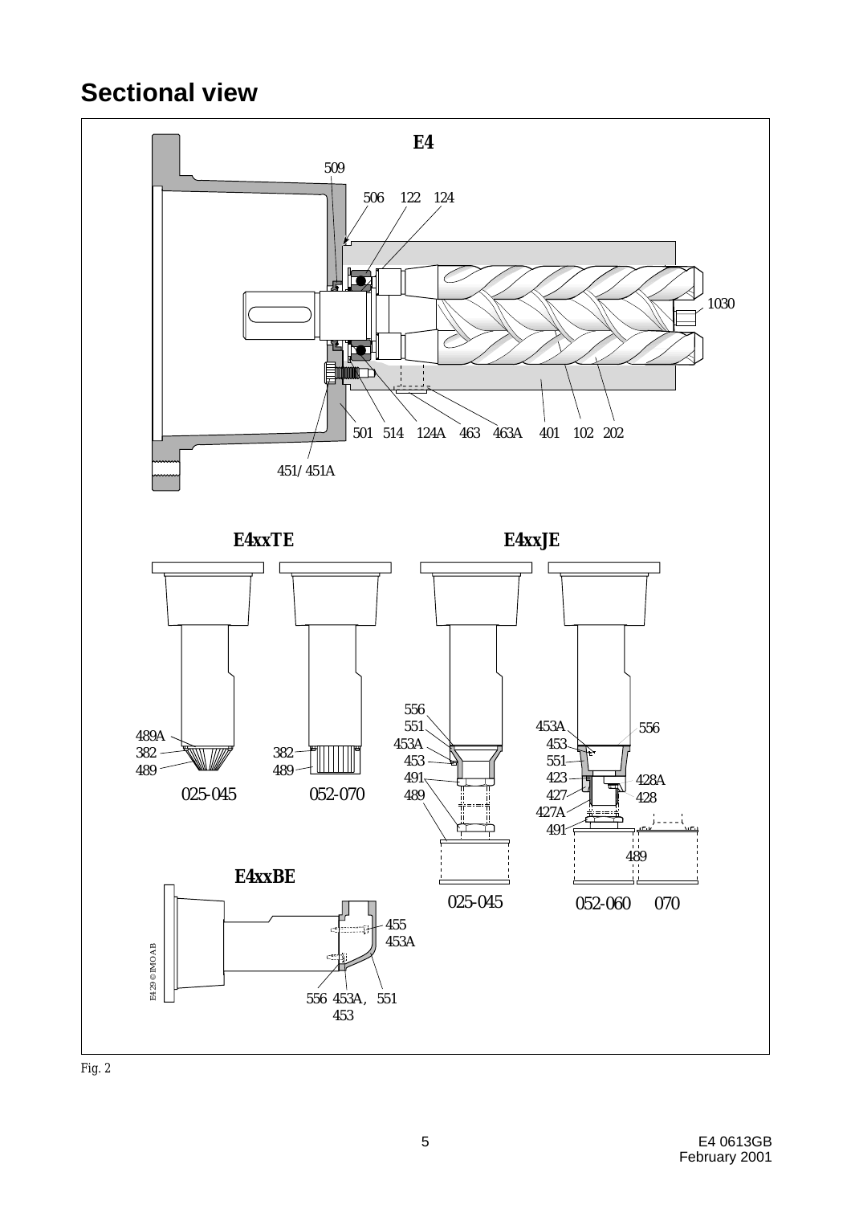## Sectional view

E4

509

506 122 124

1030

501 514 124A 463 463A 401 102 202

451/451A

E4xxTE

489A
382
489

025-045

382
489

052-070

E4xxJE

556
551
453A
453
491
489

025-045

453A
453
551
423
427
427A
491

556

428A
428

489

052-060 070

E4xxBE

455
453A

556 453A, 453 551

E429©IMO AB

Fig. 2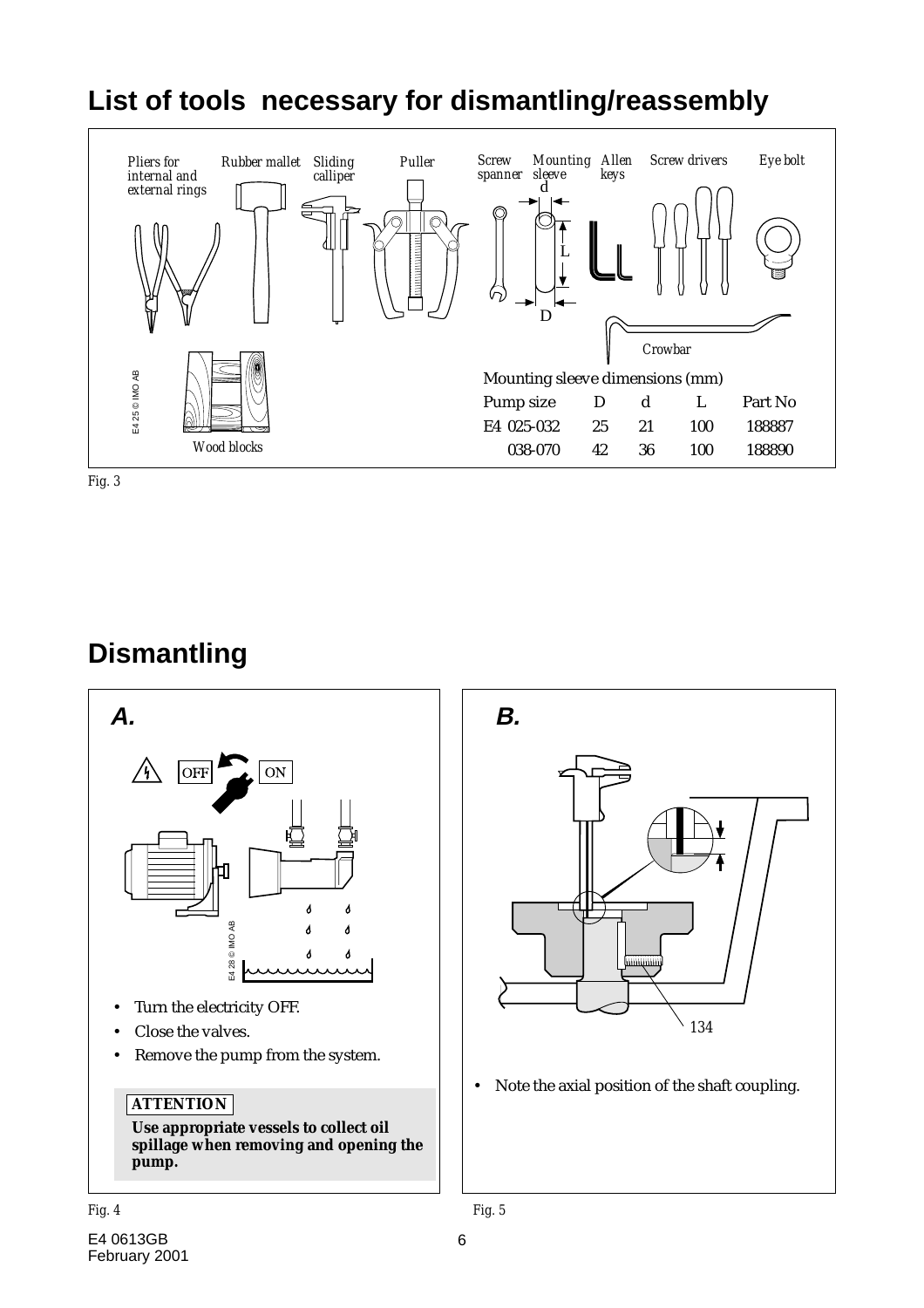## List of tools necessary for dismantling/reassembly

Pliers for internal and external rings | Rubber mallet | Sliding calliper | Puller | Screw spanner | Mounting sleeve | Allen keys | Screw drivers | Eye bolt | Crowbar | Wood blocks

Mounting sleeve dimensions (mm)

| Pump size | D | d | L | Part No |
|---|---|---|---|---|
| E4 025-032 | 25 | 21 | 100 | 188887 |
| 038-070 | 42 | 36 | 100 | 188890 |

Fig. 3

## Dismantling

**A.**

- Turn the electricity OFF.
- Close the valves.
- Remove the pump from the system.

**ATTENTION**

**Use appropriate vessels to collect oil spillage when removing and opening the pump.**

Fig. 4

**B.**

- Note the axial position of the shaft coupling.

Fig. 5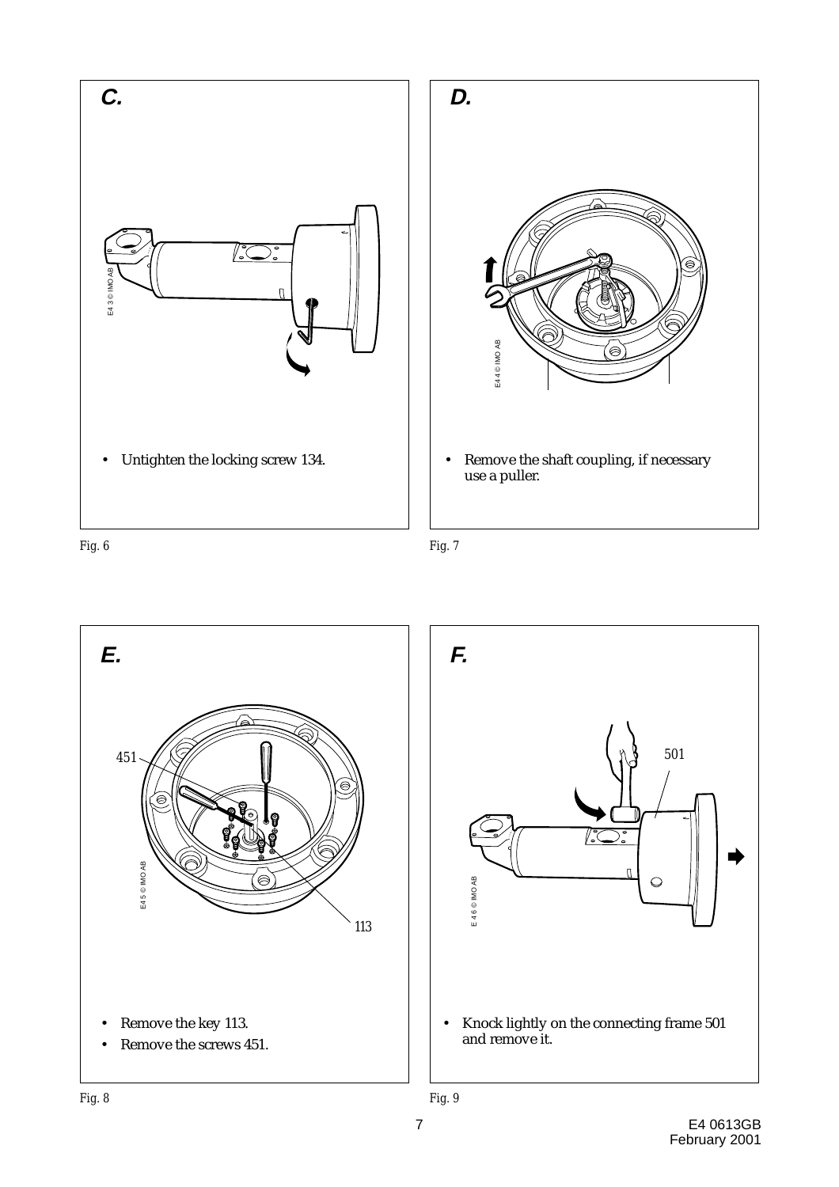## C.

- Untighten the locking screw 134.

Fig. 6

## D.

- Remove the shaft coupling, if necessary use a puller.

Fig. 7

## E.

451

113

- Remove the key 113.
- Remove the screws 451.

Fig. 8

## F.

501

- Knock lightly on the connecting frame 501 and remove it.

Fig. 9

E4 0613GB
February 2001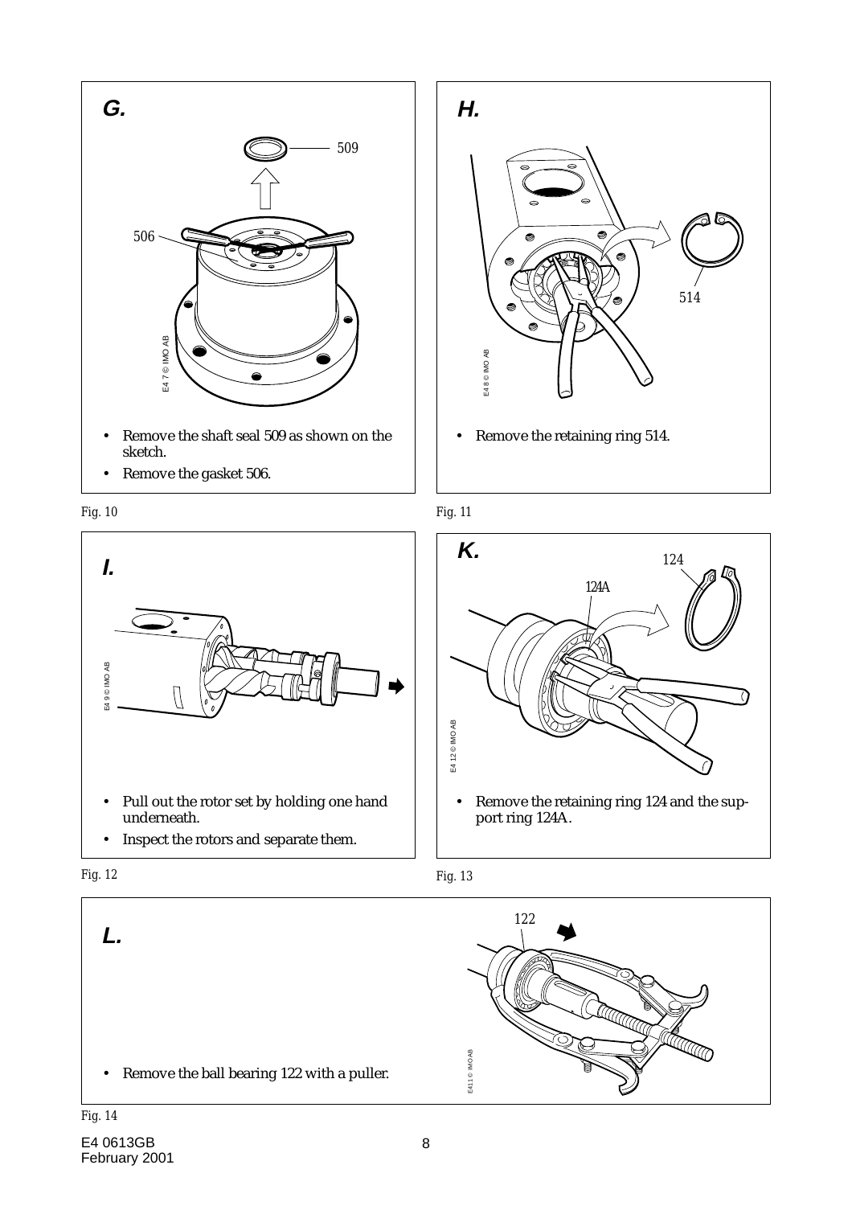## G.

- Remove the shaft seal 509 as shown on the sketch.
- Remove the gasket 506.

Fig. 10

## H.

- Remove the retaining ring 514.

Fig. 11

## I.

- Pull out the rotor set by holding one hand underneath.
- Inspect the rotors and separate them.

Fig. 12

## K.

- Remove the retaining ring 124 and the support ring 124A.

Fig. 13

## L.

- Remove the ball bearing 122 with a puller.

Fig. 14

E4 0613GB
February 2001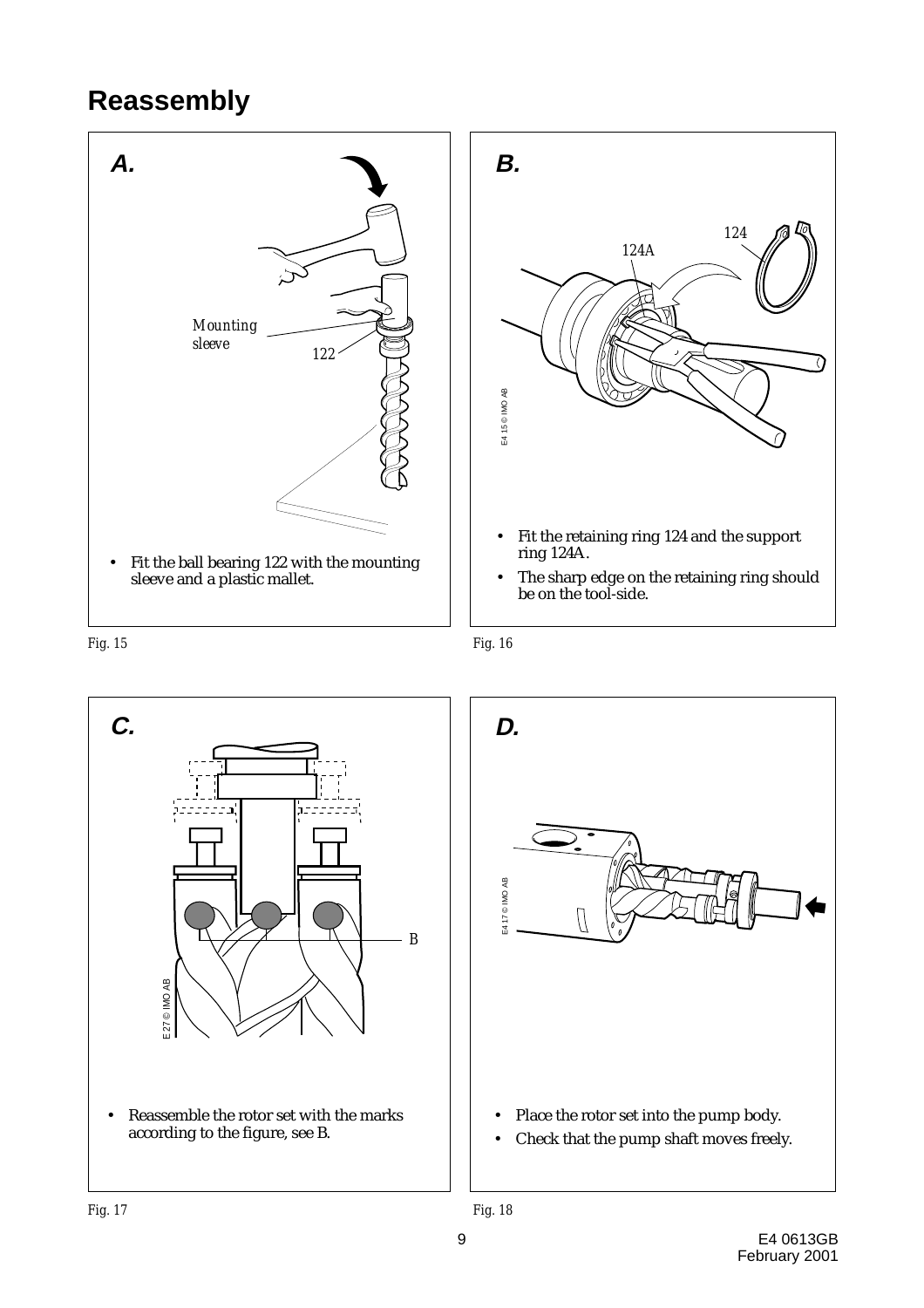# Reassembly

**A.**

Mounting sleeve

122

- Fit the ball bearing 122 with the mounting sleeve and a plastic mallet.

Fig. 15

**B.**

124

124A

E4 15 © IMO AB

- Fit the retaining ring 124 and the support ring 124A.
- The sharp edge on the retaining ring should be on the tool-side.

Fig. 16

**C.**

B

E 27 © IMO AB

- Reassemble the rotor set with the marks according to the figure, see B.

Fig. 17

**D.**

E4 17 © IMO AB

- Place the rotor set into the pump body.
- Check that the pump shaft moves freely.

Fig. 18

E4 0613GB
February 2001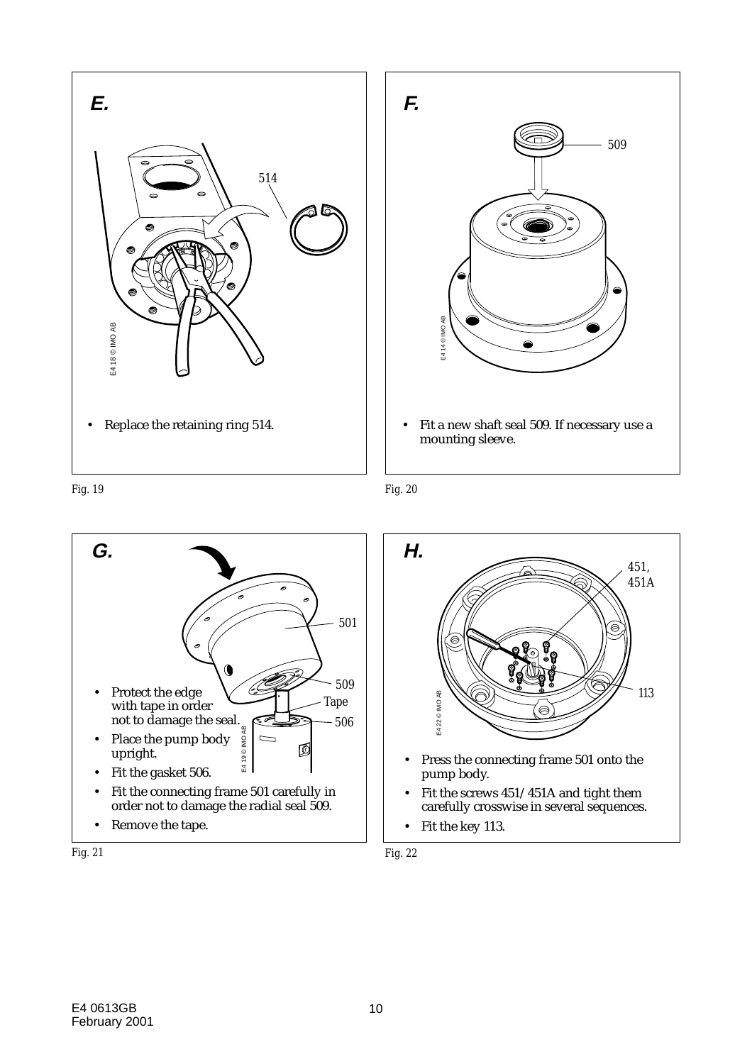**E.**

- Replace the retaining ring 514.

Fig. 19

**F.**

- Fit a new shaft seal 509. If necessary use a mounting sleeve.

Fig. 20

**G.**

- Protect the edge with tape in order not to damage the seal.
- Place the pump body upright.
- Fit the gasket 506.
- Fit the connecting frame 501 carefully in order not to damage the radial seal 509.
- Remove the tape.

Fig. 21

**H.**

- Press the connecting frame 501 onto the pump body.
- Fit the screws 451/451A and tight them carefully crosswise in several sequences.
- Fit the key 113.

Fig. 22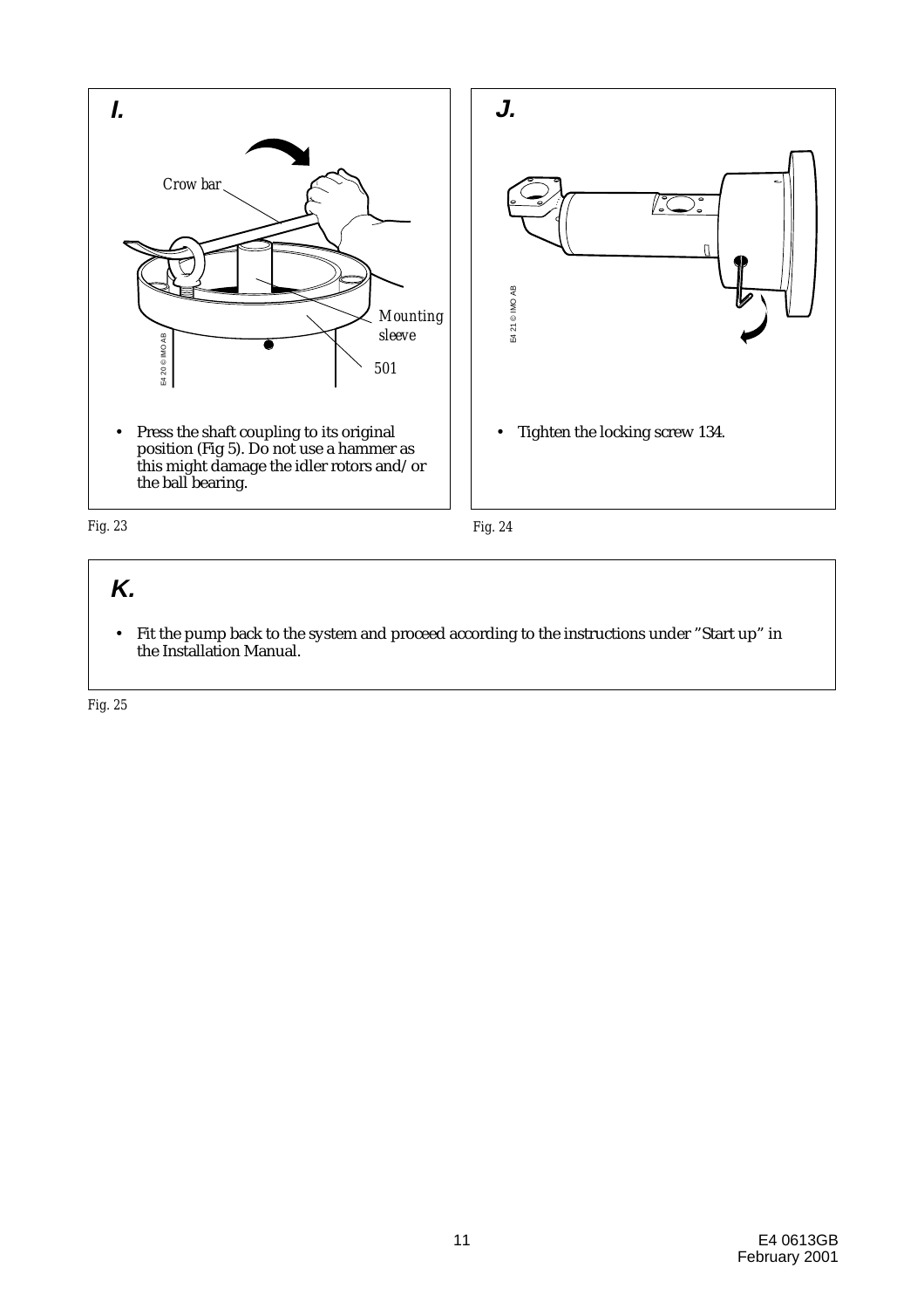## I.

Crow bar

Mounting sleeve

501

E4 20 © IMO AB

- Press the shaft coupling to its original position (Fig 5). Do not use a hammer as this might damage the idler rotors and/or the ball bearing.

Fig. 23

## J.

E4 21 © IMO AB

- Tighten the locking screw 134.

Fig. 24

## K.

- Fit the pump back to the system and proceed according to the instructions under "Start up" in the Installation Manual.

Fig. 25

E4 0613GB
February 2001